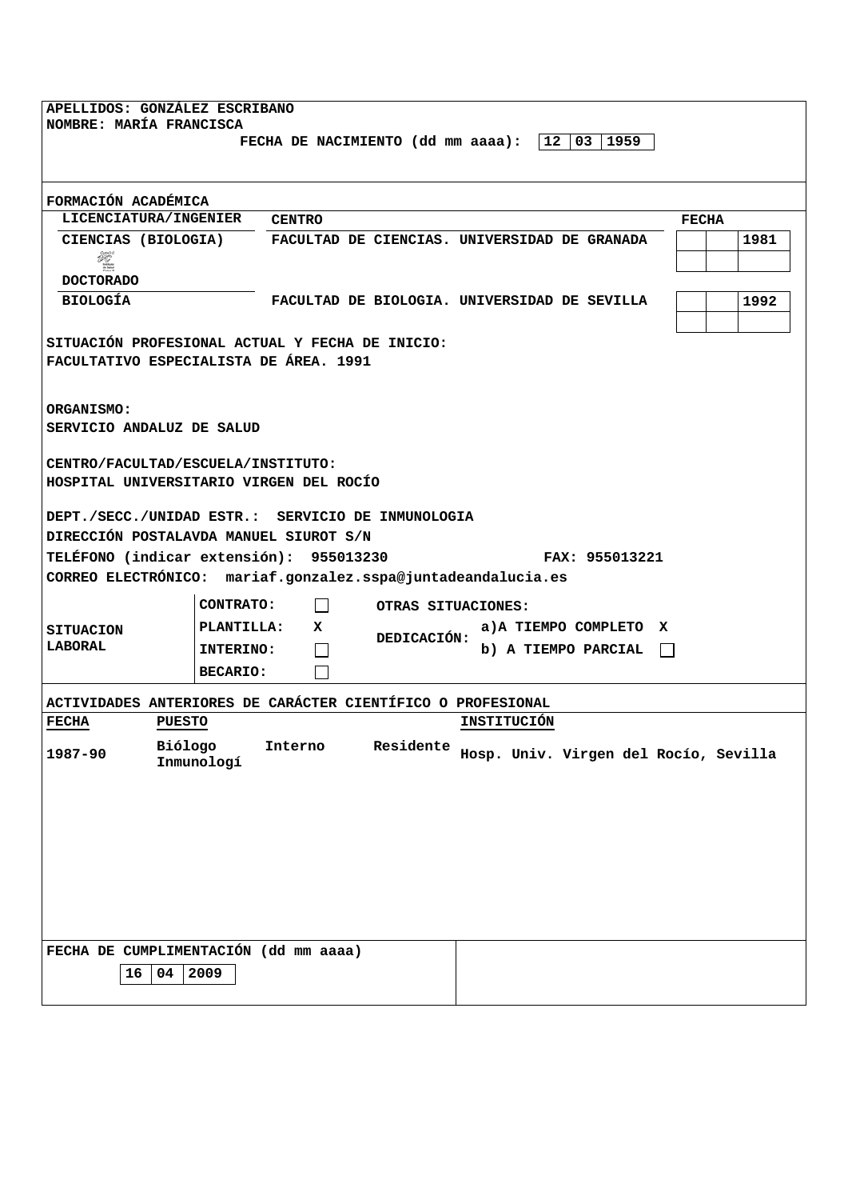APELLIDOS: GONZÁLEZ ESCRIBANO
NOMBRE: MARÍA FRANCISCA

FECHA DE NACIMIENTO (dd mm aaaa): | 12 | 03 | 1959 |

## FORMACIÓN ACADÉMICA

| LICENCIATURA/INGENIER | CENTRO | FECHA |
|---|---|---|
| CIENCIAS (BIOLOGIA) | FACULTAD DE CIENCIAS. UNIVERSIDAD DE GRANADA | 1981 |
| **DOCTORADO** | | |
| BIOLOGÍA | FACULTAD DE BIOLOGIA. UNIVERSIDAD DE SEVILLA | 1992 |

SITUACIÓN PROFESIONAL ACTUAL Y FECHA DE INICIO:
FACULTATIVO ESPECIALISTA DE ÁREA. 1991

ORGANISMO:
SERVICIO ANDALUZ DE SALUD

CENTRO/FACULTAD/ESCUELA/INSTITUTO:
HOSPITAL UNIVERSITARIO VIRGEN DEL ROCÍO

DEPT./SECC./UNIDAD ESTR.: SERVICIO DE INMUNOLOGIA
DIRECCIÓN POSTALAVDA MANUEL SIUROT S/N
TELÉFONO (indicar extensión): 955013230 FAX: 955013221
CORREO ELECTRÓNICO: mariaf.gonzalez.sspa@juntadeandalucia.es

| SITUACION LABORAL | | | | |
|---|---|---|---|---|
| | CONTRATO: | ☐ | OTRAS SITUACIONES: | |
| | PLANTILLA: | X | DEDICACIÓN: | a)A TIEMPO COMPLETO X |
| | INTERINO: | ☐ | | b) A TIEMPO PARCIAL ☐ |
| | BECARIO: | ☐ | | |

## ACTIVIDADES ANTERIORES DE CARÁCTER CIENTÍFICO O PROFESIONAL

| FECHA | PUESTO | INSTITUCIÓN |
|---|---|---|
| 1987-90 | Biólogo Interno Residente Inmunologí | Hosp. Univ. Virgen del Rocío, Sevilla |

FECHA DE CUMPLIMENTACIÓN (dd mm aaaa)

| 16 | 04 | 2009 |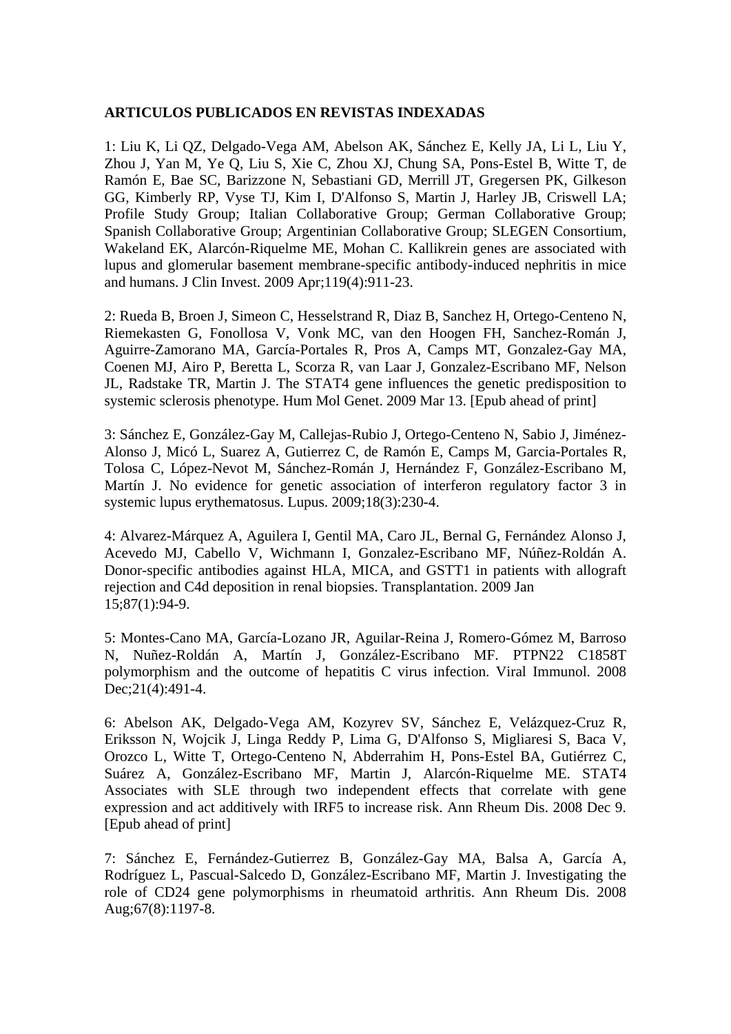**ARTICULOS PUBLICADOS EN REVISTAS INDEXADAS**

1: Liu K, Li QZ, Delgado-Vega AM, Abelson AK, Sánchez E, Kelly JA, Li L, Liu Y, Zhou J, Yan M, Ye Q, Liu S, Xie C, Zhou XJ, Chung SA, Pons-Estel B, Witte T, de Ramón E, Bae SC, Barizzone N, Sebastiani GD, Merrill JT, Gregersen PK, Gilkeson GG, Kimberly RP, Vyse TJ, Kim I, D'Alfonso S, Martin J, Harley JB, Criswell LA; Profile Study Group; Italian Collaborative Group; German Collaborative Group; Spanish Collaborative Group; Argentinian Collaborative Group; SLEGEN Consortium, Wakeland EK, Alarcón-Riquelme ME, Mohan C. Kallikrein genes are associated with lupus and glomerular basement membrane-specific antibody-induced nephritis in mice and humans. J Clin Invest. 2009 Apr;119(4):911-23.

2: Rueda B, Broen J, Simeon C, Hesselstrand R, Diaz B, Sanchez H, Ortego-Centeno N, Riemekasten G, Fonollosa V, Vonk MC, van den Hoogen FH, Sanchez-Román J, Aguirre-Zamorano MA, García-Portales R, Pros A, Camps MT, Gonzalez-Gay MA, Coenen MJ, Airo P, Beretta L, Scorza R, van Laar J, Gonzalez-Escribano MF, Nelson JL, Radstake TR, Martin J. The STAT4 gene influences the genetic predisposition to systemic sclerosis phenotype. Hum Mol Genet. 2009 Mar 13. [Epub ahead of print]

3: Sánchez E, González-Gay M, Callejas-Rubio J, Ortego-Centeno N, Sabio J, Jiménez-Alonso J, Micó L, Suarez A, Gutierrez C, de Ramón E, Camps M, Garcia-Portales R, Tolosa C, López-Nevot M, Sánchez-Román J, Hernández F, González-Escribano M, Martín J. No evidence for genetic association of interferon regulatory factor 3 in systemic lupus erythematosus. Lupus. 2009;18(3):230-4.

4: Alvarez-Márquez A, Aguilera I, Gentil MA, Caro JL, Bernal G, Fernández Alonso J, Acevedo MJ, Cabello V, Wichmann I, Gonzalez-Escribano MF, Núñez-Roldán A. Donor-specific antibodies against HLA, MICA, and GSTT1 in patients with allograft rejection and C4d deposition in renal biopsies. Transplantation. 2009 Jan 15;87(1):94-9.

5: Montes-Cano MA, García-Lozano JR, Aguilar-Reina J, Romero-Gómez M, Barroso N, Nuñez-Roldán A, Martín J, González-Escribano MF. PTPN22 C1858T polymorphism and the outcome of hepatitis C virus infection. Viral Immunol. 2008 Dec;21(4):491-4.

6: Abelson AK, Delgado-Vega AM, Kozyrev SV, Sánchez E, Velázquez-Cruz R, Eriksson N, Wojcik J, Linga Reddy P, Lima G, D'Alfonso S, Migliaresi S, Baca V, Orozco L, Witte T, Ortego-Centeno N, Abderrahim H, Pons-Estel BA, Gutiérrez C, Suárez A, González-Escribano MF, Martin J, Alarcón-Riquelme ME. STAT4 Associates with SLE through two independent effects that correlate with gene expression and act additively with IRF5 to increase risk. Ann Rheum Dis. 2008 Dec 9. [Epub ahead of print]

7: Sánchez E, Fernández-Gutierrez B, González-Gay MA, Balsa A, García A, Rodríguez L, Pascual-Salcedo D, González-Escribano MF, Martin J. Investigating the role of CD24 gene polymorphisms in rheumatoid arthritis. Ann Rheum Dis. 2008 Aug;67(8):1197-8.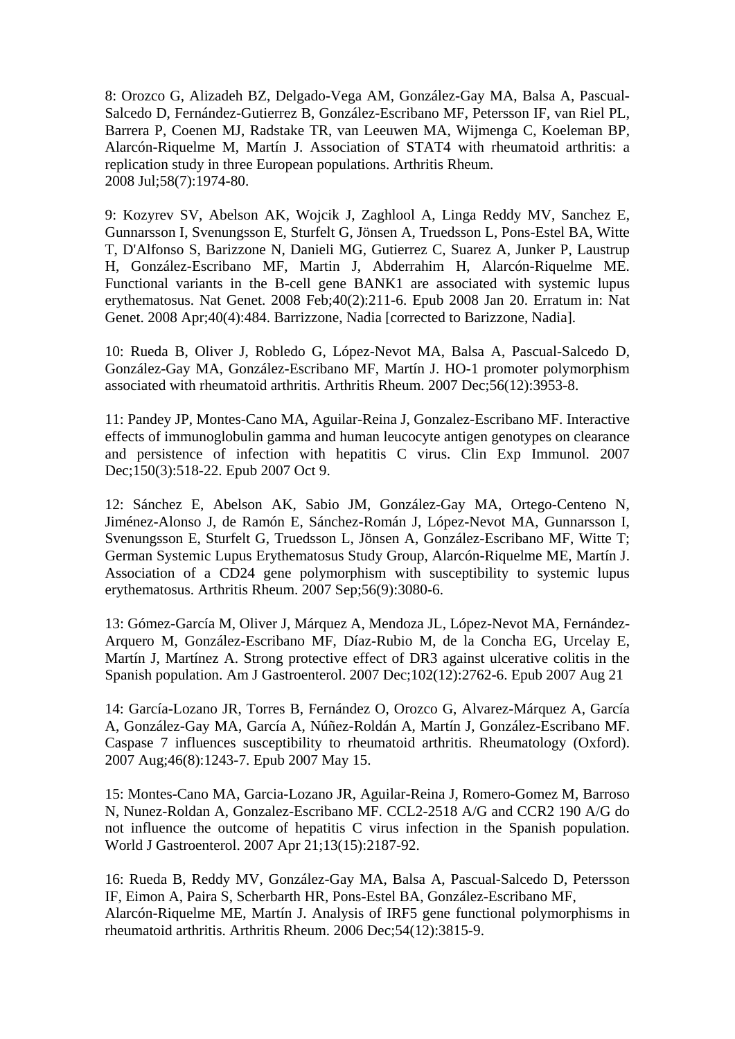8: Orozco G, Alizadeh BZ, Delgado-Vega AM, González-Gay MA, Balsa A, Pascual-Salcedo D, Fernández-Gutierrez B, González-Escribano MF, Petersson IF, van Riel PL, Barrera P, Coenen MJ, Radstake TR, van Leeuwen MA, Wijmenga C, Koeleman BP, Alarcón-Riquelme M, Martín J. Association of STAT4 with rheumatoid arthritis: a replication study in three European populations. Arthritis Rheum. 2008 Jul;58(7):1974-80.

9: Kozyrev SV, Abelson AK, Wojcik J, Zaghlool A, Linga Reddy MV, Sanchez E, Gunnarsson I, Svenungsson E, Sturfelt G, Jönsen A, Truedsson L, Pons-Estel BA, Witte T, D'Alfonso S, Barizzone N, Danieli MG, Gutierrez C, Suarez A, Junker P, Laustrup H, González-Escribano MF, Martin J, Abderrahim H, Alarcón-Riquelme ME. Functional variants in the B-cell gene BANK1 are associated with systemic lupus erythematosus. Nat Genet. 2008 Feb;40(2):211-6. Epub 2008 Jan 20. Erratum in: Nat Genet. 2008 Apr;40(4):484. Barrizzone, Nadia [corrected to Barizzone, Nadia].

10: Rueda B, Oliver J, Robledo G, López-Nevot MA, Balsa A, Pascual-Salcedo D, González-Gay MA, González-Escribano MF, Martín J. HO-1 promoter polymorphism associated with rheumatoid arthritis. Arthritis Rheum. 2007 Dec;56(12):3953-8.

11: Pandey JP, Montes-Cano MA, Aguilar-Reina J, Gonzalez-Escribano MF. Interactive effects of immunoglobulin gamma and human leucocyte antigen genotypes on clearance and persistence of infection with hepatitis C virus. Clin Exp Immunol. 2007 Dec;150(3):518-22. Epub 2007 Oct 9.

12: Sánchez E, Abelson AK, Sabio JM, González-Gay MA, Ortego-Centeno N, Jiménez-Alonso J, de Ramón E, Sánchez-Román J, López-Nevot MA, Gunnarsson I, Svenungsson E, Sturfelt G, Truedsson L, Jönsen A, González-Escribano MF, Witte T; German Systemic Lupus Erythematosus Study Group, Alarcón-Riquelme ME, Martín J. Association of a CD24 gene polymorphism with susceptibility to systemic lupus erythematosus. Arthritis Rheum. 2007 Sep;56(9):3080-6.

13: Gómez-García M, Oliver J, Márquez A, Mendoza JL, López-Nevot MA, Fernández-Arquero M, González-Escribano MF, Díaz-Rubio M, de la Concha EG, Urcelay E, Martín J, Martínez A. Strong protective effect of DR3 against ulcerative colitis in the Spanish population. Am J Gastroenterol. 2007 Dec;102(12):2762-6. Epub 2007 Aug 21

14: García-Lozano JR, Torres B, Fernández O, Orozco G, Alvarez-Márquez A, García A, González-Gay MA, García A, Núñez-Roldán A, Martín J, González-Escribano MF. Caspase 7 influences susceptibility to rheumatoid arthritis. Rheumatology (Oxford). 2007 Aug;46(8):1243-7. Epub 2007 May 15.

15: Montes-Cano MA, Garcia-Lozano JR, Aguilar-Reina J, Romero-Gomez M, Barroso N, Nunez-Roldan A, Gonzalez-Escribano MF. CCL2-2518 A/G and CCR2 190 A/G do not influence the outcome of hepatitis C virus infection in the Spanish population. World J Gastroenterol. 2007 Apr 21;13(15):2187-92.

16: Rueda B, Reddy MV, González-Gay MA, Balsa A, Pascual-Salcedo D, Petersson IF, Eimon A, Paira S, Scherbarth HR, Pons-Estel BA, González-Escribano MF, Alarcón-Riquelme ME, Martín J. Analysis of IRF5 gene functional polymorphisms in rheumatoid arthritis. Arthritis Rheum. 2006 Dec;54(12):3815-9.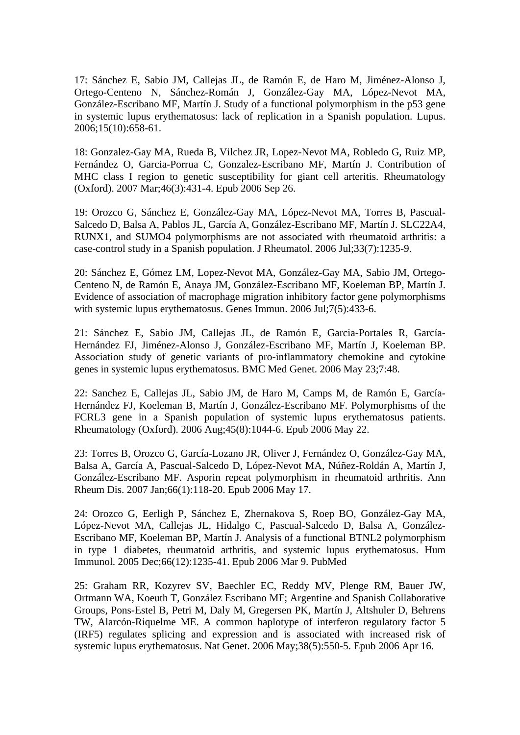17: Sánchez E, Sabio JM, Callejas JL, de Ramón E, de Haro M, Jiménez-Alonso J, Ortego-Centeno N, Sánchez-Román J, González-Gay MA, López-Nevot MA, González-Escribano MF, Martín J. Study of a functional polymorphism in the p53 gene in systemic lupus erythematosus: lack of replication in a Spanish population. Lupus. 2006;15(10):658-61.

18: Gonzalez-Gay MA, Rueda B, Vilchez JR, Lopez-Nevot MA, Robledo G, Ruiz MP, Fernández O, Garcia-Porrua C, Gonzalez-Escribano MF, Martín J. Contribution of MHC class I region to genetic susceptibility for giant cell arteritis. Rheumatology (Oxford). 2007 Mar;46(3):431-4. Epub 2006 Sep 26.

19: Orozco G, Sánchez E, González-Gay MA, López-Nevot MA, Torres B, Pascual-Salcedo D, Balsa A, Pablos JL, García A, González-Escribano MF, Martín J. SLC22A4, RUNX1, and SUMO4 polymorphisms are not associated with rheumatoid arthritis: a case-control study in a Spanish population. J Rheumatol. 2006 Jul;33(7):1235-9.

20: Sánchez E, Gómez LM, Lopez-Nevot MA, González-Gay MA, Sabio JM, Ortego-Centeno N, de Ramón E, Anaya JM, González-Escribano MF, Koeleman BP, Martín J. Evidence of association of macrophage migration inhibitory factor gene polymorphisms with systemic lupus erythematosus. Genes Immun. 2006 Jul;7(5):433-6.

21: Sánchez E, Sabio JM, Callejas JL, de Ramón E, Garcia-Portales R, García-Hernández FJ, Jiménez-Alonso J, González-Escribano MF, Martín J, Koeleman BP. Association study of genetic variants of pro-inflammatory chemokine and cytokine genes in systemic lupus erythematosus. BMC Med Genet. 2006 May 23;7:48.

22: Sanchez E, Callejas JL, Sabio JM, de Haro M, Camps M, de Ramón E, García-Hernández FJ, Koeleman B, Martín J, González-Escribano MF. Polymorphisms of the FCRL3 gene in a Spanish population of systemic lupus erythematosus patients. Rheumatology (Oxford). 2006 Aug;45(8):1044-6. Epub 2006 May 22.

23: Torres B, Orozco G, García-Lozano JR, Oliver J, Fernández O, González-Gay MA, Balsa A, García A, Pascual-Salcedo D, López-Nevot MA, Núñez-Roldán A, Martín J, González-Escribano MF. Asporin repeat polymorphism in rheumatoid arthritis. Ann Rheum Dis. 2007 Jan;66(1):118-20. Epub 2006 May 17.

24: Orozco G, Eerligh P, Sánchez E, Zhernakova S, Roep BO, González-Gay MA, López-Nevot MA, Callejas JL, Hidalgo C, Pascual-Salcedo D, Balsa A, González-Escribano MF, Koeleman BP, Martín J. Analysis of a functional BTNL2 polymorphism in type 1 diabetes, rheumatoid arthritis, and systemic lupus erythematosus. Hum Immunol. 2005 Dec;66(12):1235-41. Epub 2006 Mar 9. PubMed

25: Graham RR, Kozyrev SV, Baechler EC, Reddy MV, Plenge RM, Bauer JW, Ortmann WA, Koeuth T, González Escribano MF; Argentine and Spanish Collaborative Groups, Pons-Estel B, Petri M, Daly M, Gregersen PK, Martín J, Altshuler D, Behrens TW, Alarcón-Riquelme ME. A common haplotype of interferon regulatory factor 5 (IRF5) regulates splicing and expression and is associated with increased risk of systemic lupus erythematosus. Nat Genet. 2006 May;38(5):550-5. Epub 2006 Apr 16.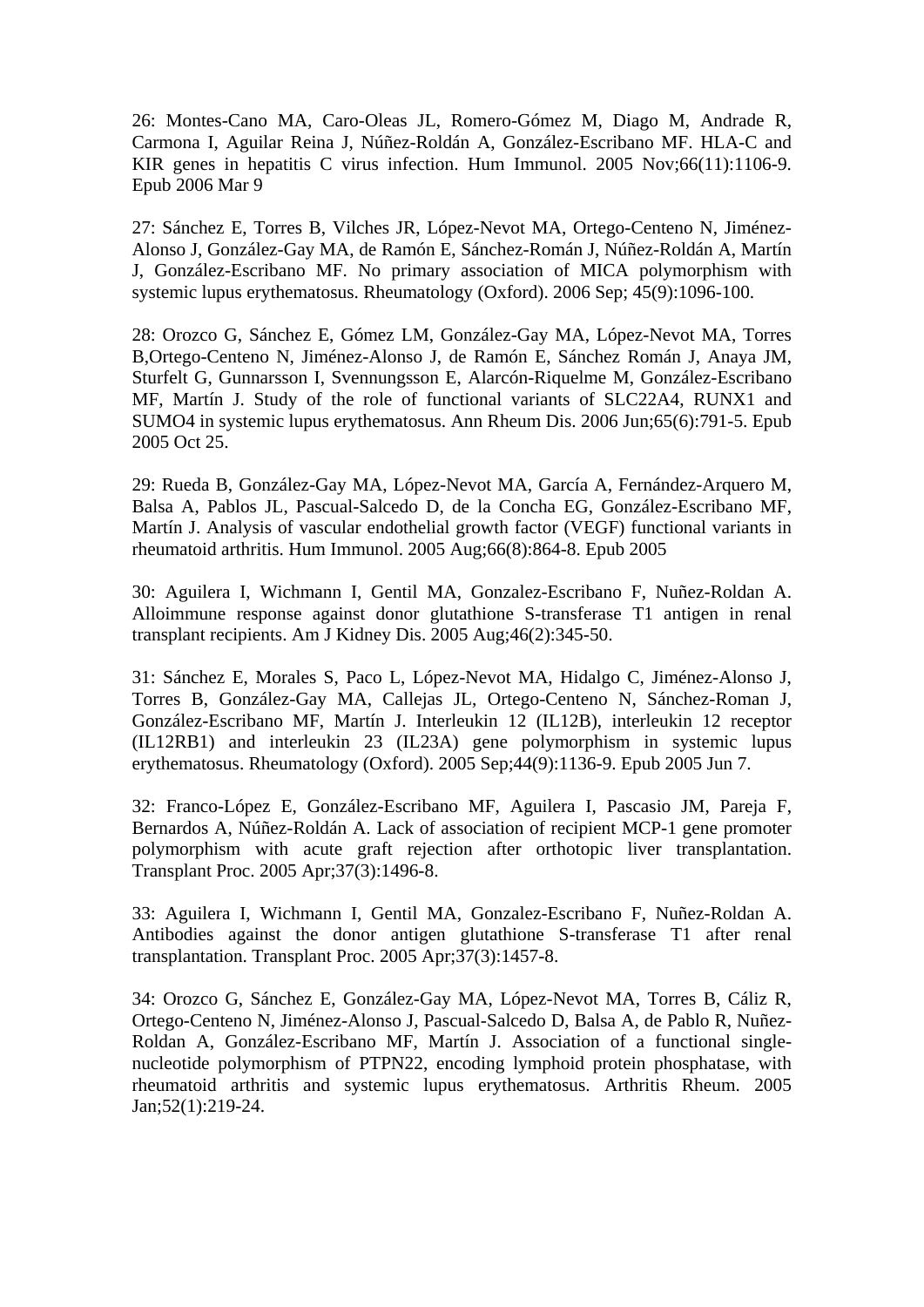26: Montes-Cano MA, Caro-Oleas JL, Romero-Gómez M, Diago M, Andrade R, Carmona I, Aguilar Reina J, Núñez-Roldán A, González-Escribano MF. HLA-C and KIR genes in hepatitis C virus infection. Hum Immunol. 2005 Nov;66(11):1106-9. Epub 2006 Mar 9

27: Sánchez E, Torres B, Vilches JR, López-Nevot MA, Ortego-Centeno N, Jiménez-Alonso J, González-Gay MA, de Ramón E, Sánchez-Román J, Núñez-Roldán A, Martín J, González-Escribano MF. No primary association of MICA polymorphism with systemic lupus erythematosus. Rheumatology (Oxford). 2006 Sep; 45(9):1096-100.

28: Orozco G, Sánchez E, Gómez LM, González-Gay MA, López-Nevot MA, Torres B,Ortego-Centeno N, Jiménez-Alonso J, de Ramón E, Sánchez Román J, Anaya JM, Sturfelt G, Gunnarsson I, Svennungsson E, Alarcón-Riquelme M, González-Escribano MF, Martín J. Study of the role of functional variants of SLC22A4, RUNX1 and SUMO4 in systemic lupus erythematosus. Ann Rheum Dis. 2006 Jun;65(6):791-5. Epub 2005 Oct 25.

29: Rueda B, González-Gay MA, López-Nevot MA, García A, Fernández-Arquero M, Balsa A, Pablos JL, Pascual-Salcedo D, de la Concha EG, González-Escribano MF, Martín J. Analysis of vascular endothelial growth factor (VEGF) functional variants in rheumatoid arthritis. Hum Immunol. 2005 Aug;66(8):864-8. Epub 2005

30: Aguilera I, Wichmann I, Gentil MA, Gonzalez-Escribano F, Nuñez-Roldan A. Alloimmune response against donor glutathione S-transferase T1 antigen in renal transplant recipients. Am J Kidney Dis. 2005 Aug;46(2):345-50.

31: Sánchez E, Morales S, Paco L, López-Nevot MA, Hidalgo C, Jiménez-Alonso J, Torres B, González-Gay MA, Callejas JL, Ortego-Centeno N, Sánchez-Roman J, González-Escribano MF, Martín J. Interleukin 12 (IL12B), interleukin 12 receptor (IL12RB1) and interleukin 23 (IL23A) gene polymorphism in systemic lupus erythematosus. Rheumatology (Oxford). 2005 Sep;44(9):1136-9. Epub 2005 Jun 7.

32: Franco-López E, González-Escribano MF, Aguilera I, Pascasio JM, Pareja F, Bernardos A, Núñez-Roldán A. Lack of association of recipient MCP-1 gene promoter polymorphism with acute graft rejection after orthotopic liver transplantation. Transplant Proc. 2005 Apr;37(3):1496-8.

33: Aguilera I, Wichmann I, Gentil MA, Gonzalez-Escribano F, Nuñez-Roldan A. Antibodies against the donor antigen glutathione S-transferase T1 after renal transplantation. Transplant Proc. 2005 Apr;37(3):1457-8.

34: Orozco G, Sánchez E, González-Gay MA, López-Nevot MA, Torres B, Cáliz R, Ortego-Centeno N, Jiménez-Alonso J, Pascual-Salcedo D, Balsa A, de Pablo R, Nuñez-Roldan A, González-Escribano MF, Martín J. Association of a functional single-nucleotide polymorphism of PTPN22, encoding lymphoid protein phosphatase, with rheumatoid arthritis and systemic lupus erythematosus. Arthritis Rheum. 2005 Jan;52(1):219-24.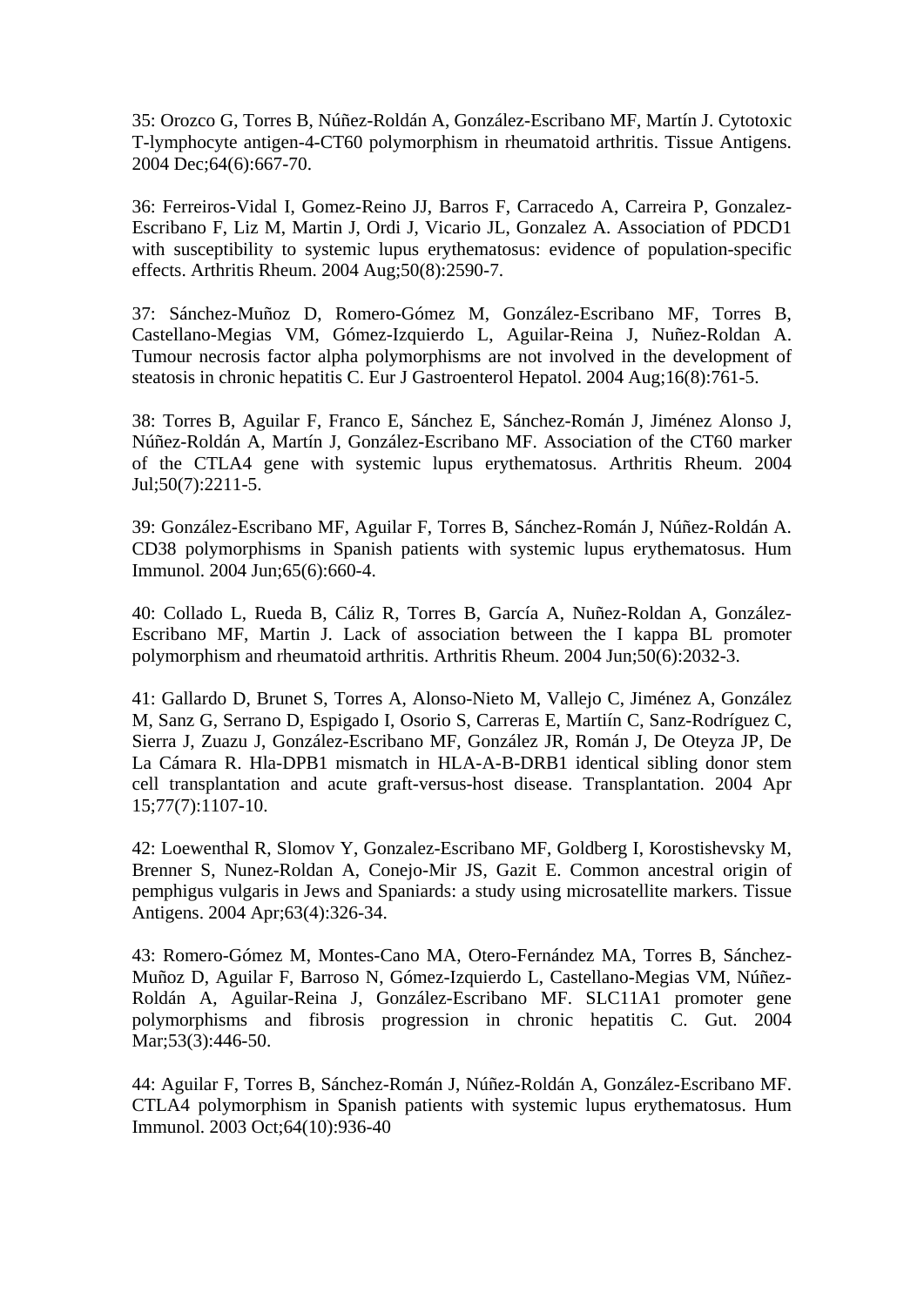35: Orozco G, Torres B, Núñez-Roldán A, González-Escribano MF, Martín J. Cytotoxic T-lymphocyte antigen-4-CT60 polymorphism in rheumatoid arthritis. Tissue Antigens. 2004 Dec;64(6):667-70.

36: Ferreiros-Vidal I, Gomez-Reino JJ, Barros F, Carracedo A, Carreira P, Gonzalez-Escribano F, Liz M, Martin J, Ordi J, Vicario JL, Gonzalez A. Association of PDCD1 with susceptibility to systemic lupus erythematosus: evidence of population-specific effects. Arthritis Rheum. 2004 Aug;50(8):2590-7.

37: Sánchez-Muñoz D, Romero-Gómez M, González-Escribano MF, Torres B, Castellano-Megias VM, Gómez-Izquierdo L, Aguilar-Reina J, Nuñez-Roldan A. Tumour necrosis factor alpha polymorphisms are not involved in the development of steatosis in chronic hepatitis C. Eur J Gastroenterol Hepatol. 2004 Aug;16(8):761-5.

38: Torres B, Aguilar F, Franco E, Sánchez E, Sánchez-Román J, Jiménez Alonso J, Núñez-Roldán A, Martín J, González-Escribano MF. Association of the CT60 marker of the CTLA4 gene with systemic lupus erythematosus. Arthritis Rheum. 2004 Jul;50(7):2211-5.

39: González-Escribano MF, Aguilar F, Torres B, Sánchez-Román J, Núñez-Roldán A. CD38 polymorphisms in Spanish patients with systemic lupus erythematosus. Hum Immunol. 2004 Jun;65(6):660-4.

40: Collado L, Rueda B, Cáliz R, Torres B, García A, Nuñez-Roldan A, González-Escribano MF, Martin J. Lack of association between the I kappa BL promoter polymorphism and rheumatoid arthritis. Arthritis Rheum. 2004 Jun;50(6):2032-3.

41: Gallardo D, Brunet S, Torres A, Alonso-Nieto M, Vallejo C, Jiménez A, González M, Sanz G, Serrano D, Espigado I, Osorio S, Carreras E, Martiín C, Sanz-Rodríguez C, Sierra J, Zuazu J, González-Escribano MF, González JR, Román J, De Oteyza JP, De La Cámara R. Hla-DPB1 mismatch in HLA-A-B-DRB1 identical sibling donor stem cell transplantation and acute graft-versus-host disease. Transplantation. 2004 Apr 15;77(7):1107-10.

42: Loewenthal R, Slomov Y, Gonzalez-Escribano MF, Goldberg I, Korostishevsky M, Brenner S, Nunez-Roldan A, Conejo-Mir JS, Gazit E. Common ancestral origin of pemphigus vulgaris in Jews and Spaniards: a study using microsatellite markers. Tissue Antigens. 2004 Apr;63(4):326-34.

43: Romero-Gómez M, Montes-Cano MA, Otero-Fernández MA, Torres B, Sánchez-Muñoz D, Aguilar F, Barroso N, Gómez-Izquierdo L, Castellano-Megias VM, Núñez-Roldán A, Aguilar-Reina J, González-Escribano MF. SLC11A1 promoter gene polymorphisms and fibrosis progression in chronic hepatitis C. Gut. 2004 Mar;53(3):446-50.

44: Aguilar F, Torres B, Sánchez-Román J, Núñez-Roldán A, González-Escribano MF. CTLA4 polymorphism in Spanish patients with systemic lupus erythematosus. Hum Immunol. 2003 Oct;64(10):936-40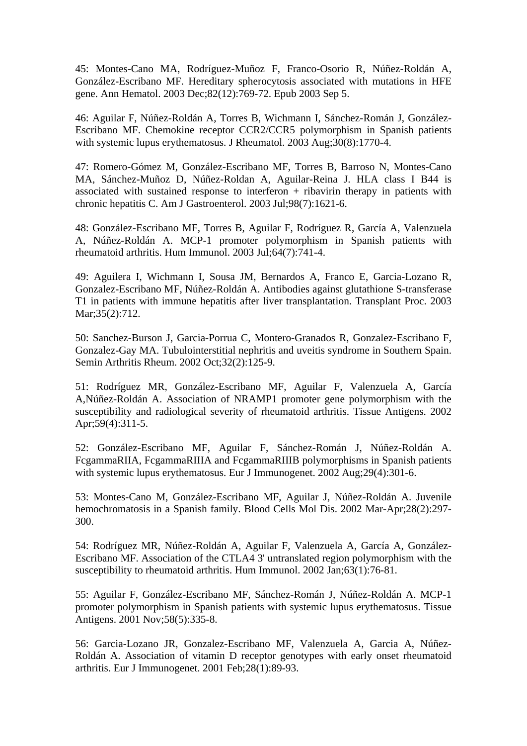45: Montes-Cano MA, Rodríguez-Muñoz F, Franco-Osorio R, Núñez-Roldán A, González-Escribano MF. Hereditary spherocytosis associated with mutations in HFE gene. Ann Hematol. 2003 Dec;82(12):769-72. Epub 2003 Sep 5.

46: Aguilar F, Núñez-Roldán A, Torres B, Wichmann I, Sánchez-Román J, González-Escribano MF. Chemokine receptor CCR2/CCR5 polymorphism in Spanish patients with systemic lupus erythematosus. J Rheumatol. 2003 Aug;30(8):1770-4.

47: Romero-Gómez M, González-Escribano MF, Torres B, Barroso N, Montes-Cano MA, Sánchez-Muñoz D, Núñez-Roldan A, Aguilar-Reina J. HLA class I B44 is associated with sustained response to interferon + ribavirin therapy in patients with chronic hepatitis C. Am J Gastroenterol. 2003 Jul;98(7):1621-6.

48: González-Escribano MF, Torres B, Aguilar F, Rodríguez R, García A, Valenzuela A, Núñez-Roldán A. MCP-1 promoter polymorphism in Spanish patients with rheumatoid arthritis. Hum Immunol. 2003 Jul;64(7):741-4.

49: Aguilera I, Wichmann I, Sousa JM, Bernardos A, Franco E, Garcia-Lozano R, Gonzalez-Escribano MF, Núñez-Roldán A. Antibodies against glutathione S-transferase T1 in patients with immune hepatitis after liver transplantation. Transplant Proc. 2003 Mar;35(2):712.

50: Sanchez-Burson J, Garcia-Porrua C, Montero-Granados R, Gonzalez-Escribano F, Gonzalez-Gay MA. Tubulointerstitial nephritis and uveitis syndrome in Southern Spain. Semin Arthritis Rheum. 2002 Oct;32(2):125-9.

51: Rodríguez MR, González-Escribano MF, Aguilar F, Valenzuela A, García A,Núñez-Roldán A. Association of NRAMP1 promoter gene polymorphism with the susceptibility and radiological severity of rheumatoid arthritis. Tissue Antigens. 2002 Apr;59(4):311-5.

52: González-Escribano MF, Aguilar F, Sánchez-Román J, Núñez-Roldán A. FcgammaRIIA, FcgammaRIIIA and FcgammaRIIIB polymorphisms in Spanish patients with systemic lupus erythematosus. Eur J Immunogenet. 2002 Aug;29(4):301-6.

53: Montes-Cano M, González-Escribano MF, Aguilar J, Núñez-Roldán A. Juvenile hemochromatosis in a Spanish family. Blood Cells Mol Dis. 2002 Mar-Apr;28(2):297-300.

54: Rodríguez MR, Núñez-Roldán A, Aguilar F, Valenzuela A, García A, González-Escribano MF. Association of the CTLA4 3' untranslated region polymorphism with the susceptibility to rheumatoid arthritis. Hum Immunol. 2002 Jan;63(1):76-81.

55: Aguilar F, González-Escribano MF, Sánchez-Román J, Núñez-Roldán A. MCP-1 promoter polymorphism in Spanish patients with systemic lupus erythematosus. Tissue Antigens. 2001 Nov;58(5):335-8.

56: Garcia-Lozano JR, Gonzalez-Escribano MF, Valenzuela A, Garcia A, Núñez-Roldán A. Association of vitamin D receptor genotypes with early onset rheumatoid arthritis. Eur J Immunogenet. 2001 Feb;28(1):89-93.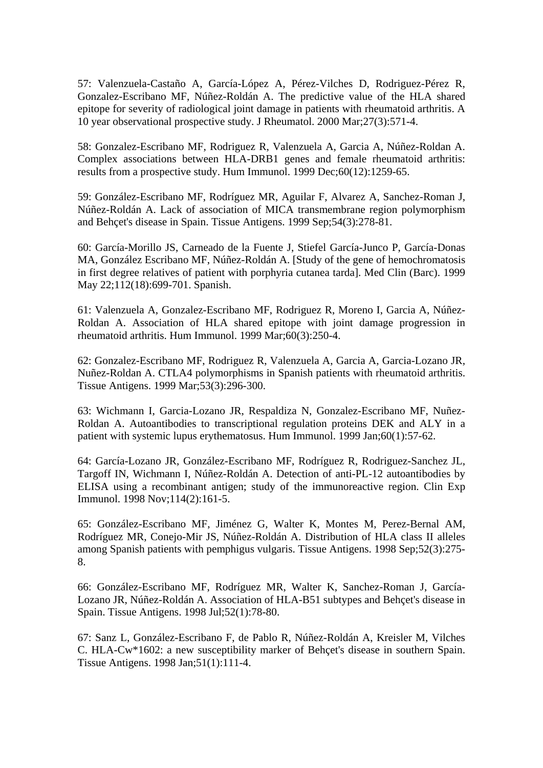57: Valenzuela-Castaño A, García-López A, Pérez-Vilches D, Rodriguez-Pérez R, Gonzalez-Escribano MF, Núñez-Roldán A. The predictive value of the HLA shared epitope for severity of radiological joint damage in patients with rheumatoid arthritis. A 10 year observational prospective study. J Rheumatol. 2000 Mar;27(3):571-4.

58: Gonzalez-Escribano MF, Rodriguez R, Valenzuela A, Garcia A, Núñez-Roldan A. Complex associations between HLA-DRB1 genes and female rheumatoid arthritis: results from a prospective study. Hum Immunol. 1999 Dec;60(12):1259-65.

59: González-Escribano MF, Rodríguez MR, Aguilar F, Alvarez A, Sanchez-Roman J, Núñez-Roldán A. Lack of association of MICA transmembrane region polymorphism and Behçet's disease in Spain. Tissue Antigens. 1999 Sep;54(3):278-81.

60: García-Morillo JS, Carneado de la Fuente J, Stiefel García-Junco P, García-Donas MA, González Escribano MF, Núñez-Roldán A. [Study of the gene of hemochromatosis in first degree relatives of patient with porphyria cutanea tarda]. Med Clin (Barc). 1999 May 22;112(18):699-701. Spanish.

61: Valenzuela A, Gonzalez-Escribano MF, Rodriguez R, Moreno I, Garcia A, Núñez-Roldan A. Association of HLA shared epitope with joint damage progression in rheumatoid arthritis. Hum Immunol. 1999 Mar;60(3):250-4.

62: Gonzalez-Escribano MF, Rodriguez R, Valenzuela A, Garcia A, Garcia-Lozano JR, Nuñez-Roldan A. CTLA4 polymorphisms in Spanish patients with rheumatoid arthritis. Tissue Antigens. 1999 Mar;53(3):296-300.

63: Wichmann I, Garcia-Lozano JR, Respaldiza N, Gonzalez-Escribano MF, Nuñez-Roldan A. Autoantibodies to transcriptional regulation proteins DEK and ALY in a patient with systemic lupus erythematosus. Hum Immunol. 1999 Jan;60(1):57-62.

64: García-Lozano JR, González-Escribano MF, Rodríguez R, Rodriguez-Sanchez JL, Targoff IN, Wichmann I, Núñez-Roldán A. Detection of anti-PL-12 autoantibodies by ELISA using a recombinant antigen; study of the immunoreactive region. Clin Exp Immunol. 1998 Nov;114(2):161-5.

65: González-Escribano MF, Jiménez G, Walter K, Montes M, Perez-Bernal AM, Rodríguez MR, Conejo-Mir JS, Núñez-Roldán A. Distribution of HLA class II alleles among Spanish patients with pemphigus vulgaris. Tissue Antigens. 1998 Sep;52(3):275-8.

66: González-Escribano MF, Rodríguez MR, Walter K, Sanchez-Roman J, García-Lozano JR, Núñez-Roldán A. Association of HLA-B51 subtypes and Behçet's disease in Spain. Tissue Antigens. 1998 Jul;52(1):78-80.

67: Sanz L, González-Escribano F, de Pablo R, Núñez-Roldán A, Kreisler M, Vilches C. HLA-Cw*1602: a new susceptibility marker of Behçet's disease in southern Spain. Tissue Antigens. 1998 Jan;51(1):111-4.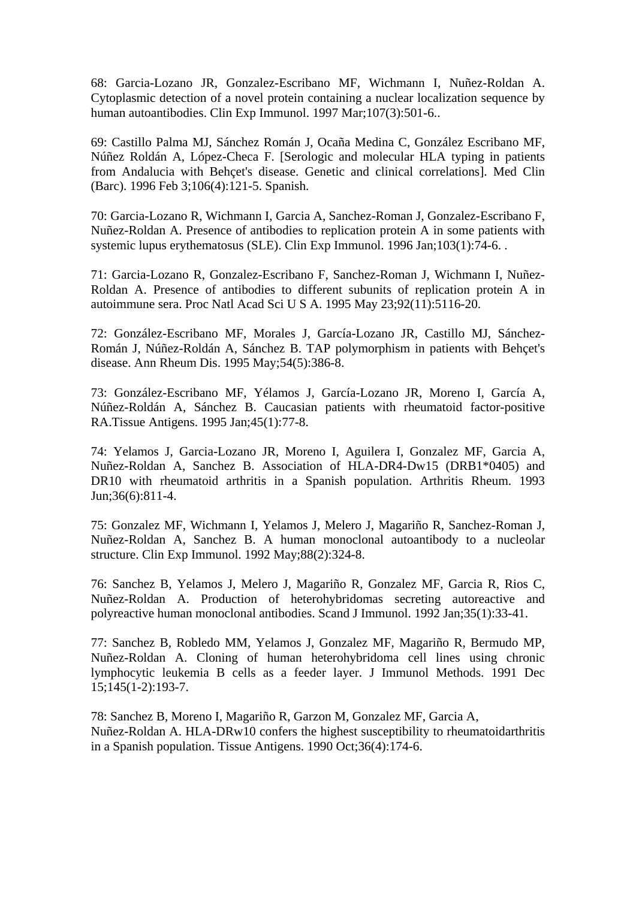68: Garcia-Lozano JR, Gonzalez-Escribano MF, Wichmann I, Nuñez-Roldan A. Cytoplasmic detection of a novel protein containing a nuclear localization sequence by human autoantibodies. Clin Exp Immunol. 1997 Mar;107(3):501-6..

69: Castillo Palma MJ, Sánchez Román J, Ocaña Medina C, González Escribano MF, Núñez Roldán A, López-Checa F. [Serologic and molecular HLA typing in patients from Andalucia with Behçet's disease. Genetic and clinical correlations]. Med Clin (Barc). 1996 Feb 3;106(4):121-5. Spanish.

70: Garcia-Lozano R, Wichmann I, Garcia A, Sanchez-Roman J, Gonzalez-Escribano F, Nuñez-Roldan A. Presence of antibodies to replication protein A in some patients with systemic lupus erythematosus (SLE). Clin Exp Immunol. 1996 Jan;103(1):74-6. .

71: Garcia-Lozano R, Gonzalez-Escribano F, Sanchez-Roman J, Wichmann I, Nuñez-Roldan A. Presence of antibodies to different subunits of replication protein A in autoimmune sera. Proc Natl Acad Sci U S A. 1995 May 23;92(11):5116-20.

72: González-Escribano MF, Morales J, García-Lozano JR, Castillo MJ, Sánchez-Román J, Núñez-Roldán A, Sánchez B. TAP polymorphism in patients with Behçet's disease. Ann Rheum Dis. 1995 May;54(5):386-8.

73: González-Escribano MF, Yélamos J, García-Lozano JR, Moreno I, García A, Núñez-Roldán A, Sánchez B. Caucasian patients with rheumatoid factor-positive RA.Tissue Antigens. 1995 Jan;45(1):77-8.

74: Yelamos J, Garcia-Lozano JR, Moreno I, Aguilera I, Gonzalez MF, Garcia A, Nuñez-Roldan A, Sanchez B. Association of HLA-DR4-Dw15 (DRB1*0405) and DR10 with rheumatoid arthritis in a Spanish population. Arthritis Rheum. 1993 Jun;36(6):811-4.

75: Gonzalez MF, Wichmann I, Yelamos J, Melero J, Magariño R, Sanchez-Roman J, Nuñez-Roldan A, Sanchez B. A human monoclonal autoantibody to a nucleolar structure. Clin Exp Immunol. 1992 May;88(2):324-8.

76: Sanchez B, Yelamos J, Melero J, Magariño R, Gonzalez MF, Garcia R, Rios C, Nuñez-Roldan A. Production of heterohybridomas secreting autoreactive and polyreactive human monoclonal antibodies. Scand J Immunol. 1992 Jan;35(1):33-41.

77: Sanchez B, Robledo MM, Yelamos J, Gonzalez MF, Magariño R, Bermudo MP, Nuñez-Roldan A. Cloning of human heterohybridoma cell lines using chronic lymphocytic leukemia B cells as a feeder layer. J Immunol Methods. 1991 Dec 15;145(1-2):193-7.

78: Sanchez B, Moreno I, Magariño R, Garzon M, Gonzalez MF, Garcia A, Nuñez-Roldan A. HLA-DRw10 confers the highest susceptibility to rheumatoidarthritis in a Spanish population. Tissue Antigens. 1990 Oct;36(4):174-6.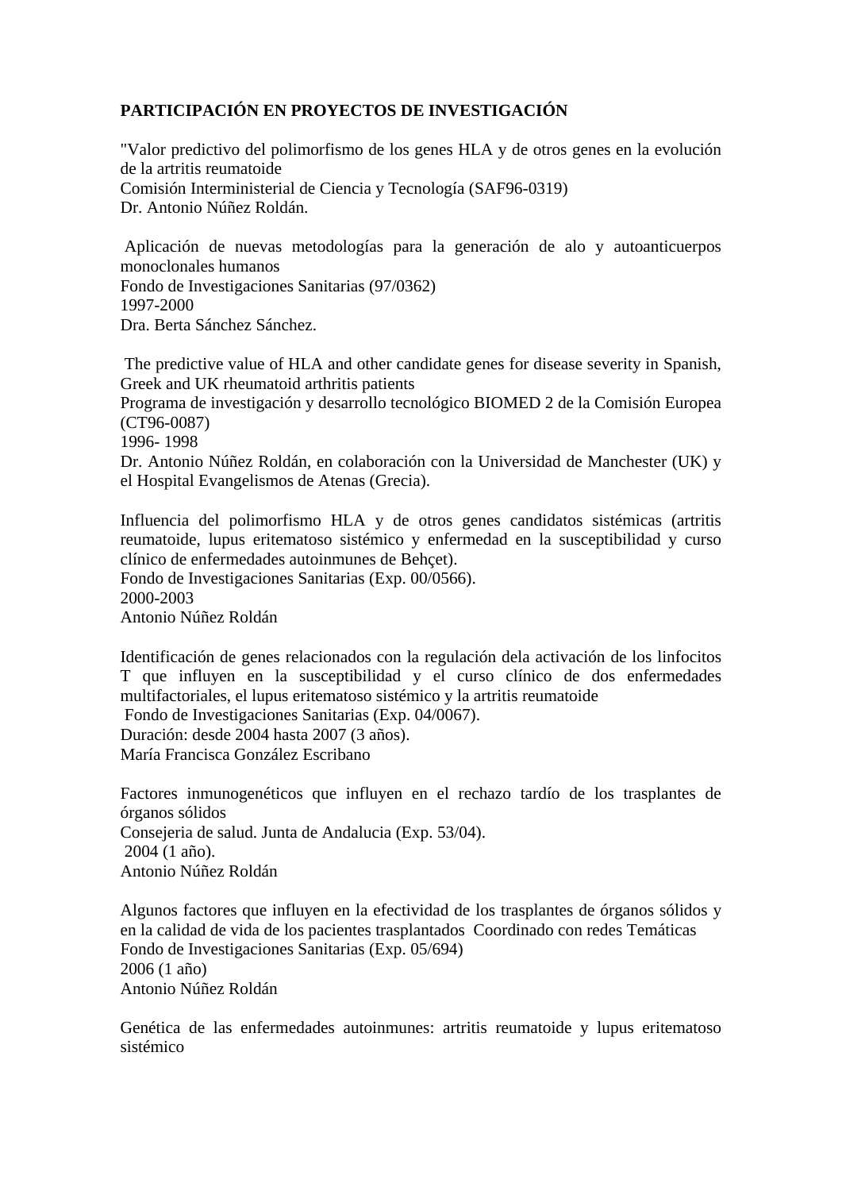**PARTICIPACIÓN EN PROYECTOS DE INVESTIGACIÓN**

"Valor predictivo del polimorfismo de los genes HLA y de otros genes en la evolución de la artritis reumatoide
Comisión Interministerial de Ciencia y Tecnología (SAF96-0319)
Dr. Antonio Núñez Roldán.

Aplicación de nuevas metodologías para la generación de alo y autoanticuerpos monoclonales humanos
Fondo de Investigaciones Sanitarias (97/0362)
1997-2000
Dra. Berta Sánchez Sánchez.

The predictive value of HLA and other candidate genes for disease severity in Spanish, Greek and UK rheumatoid arthritis patients
Programa de investigación y desarrollo tecnológico BIOMED 2 de la Comisión Europea (CT96-0087)
1996- 1998
Dr. Antonio Núñez Roldán, en colaboración con la Universidad de Manchester (UK) y el Hospital Evangelismos de Atenas (Grecia).

Influencia del polimorfismo HLA y de otros genes candidatos sistémicas (artritis reumatoide, lupus eritematoso sistémico y enfermedad en la susceptibilidad y curso clínico de enfermedades autoinmunes de Behçet).
Fondo de Investigaciones Sanitarias (Exp. 00/0566).
2000-2003
Antonio Núñez Roldán

Identificación de genes relacionados con la regulación dela activación de los linfocitos T que influyen en la susceptibilidad y el curso clínico de dos enfermedades multifactoriales, el lupus eritematoso sistémico y la artritis reumatoide
Fondo de Investigaciones Sanitarias (Exp. 04/0067).
Duración: desde 2004 hasta 2007 (3 años).
María Francisca González Escribano

Factores inmunogenéticos que influyen en el rechazo tardío de los trasplantes de órganos sólidos
Consejeria de salud. Junta de Andalucia (Exp. 53/04).
2004 (1 año).
Antonio Núñez Roldán

Algunos factores que influyen en la efectividad de los trasplantes de órganos sólidos y en la calidad de vida de los pacientes trasplantados Coordinado con redes Temáticas
Fondo de Investigaciones Sanitarias (Exp. 05/694)
2006 (1 año)
Antonio Núñez Roldán

Genética de las enfermedades autoinmunes: artritis reumatoide y lupus eritematoso sistémico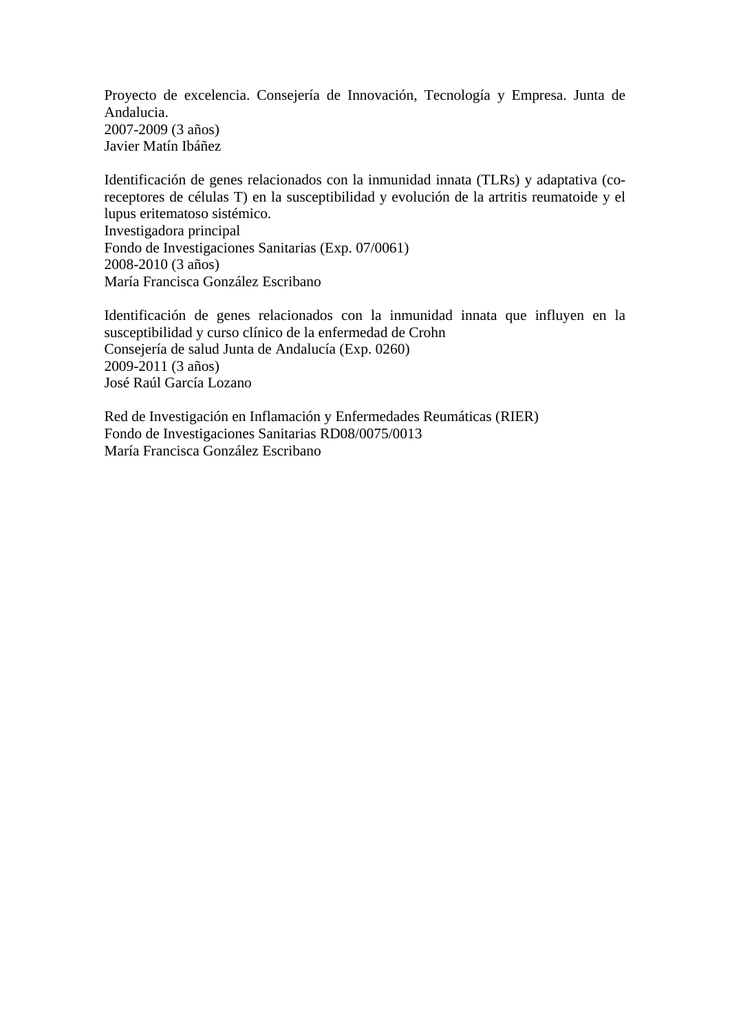Proyecto de excelencia. Consejería de Innovación, Tecnología y Empresa. Junta de Andalucia.
2007-2009 (3 años)
Javier Matín Ibáñez

Identificación de genes relacionados con la inmunidad innata (TLRs) y adaptativa (co-receptores de células T) en la susceptibilidad y evolución de la artritis reumatoide y el lupus eritematoso sistémico.
Investigadora principal
Fondo de Investigaciones Sanitarias (Exp. 07/0061)
2008-2010 (3 años)
María Francisca González Escribano

Identificación de genes relacionados con la inmunidad innata que influyen en la susceptibilidad y curso clínico de la enfermedad de Crohn
Consejería de salud Junta de Andalucía (Exp. 0260)
2009-2011 (3 años)
José Raúl García Lozano

Red de Investigación en Inflamación y Enfermedades Reumáticas (RIER)
Fondo de Investigaciones Sanitarias RD08/0075/0013
María Francisca González Escribano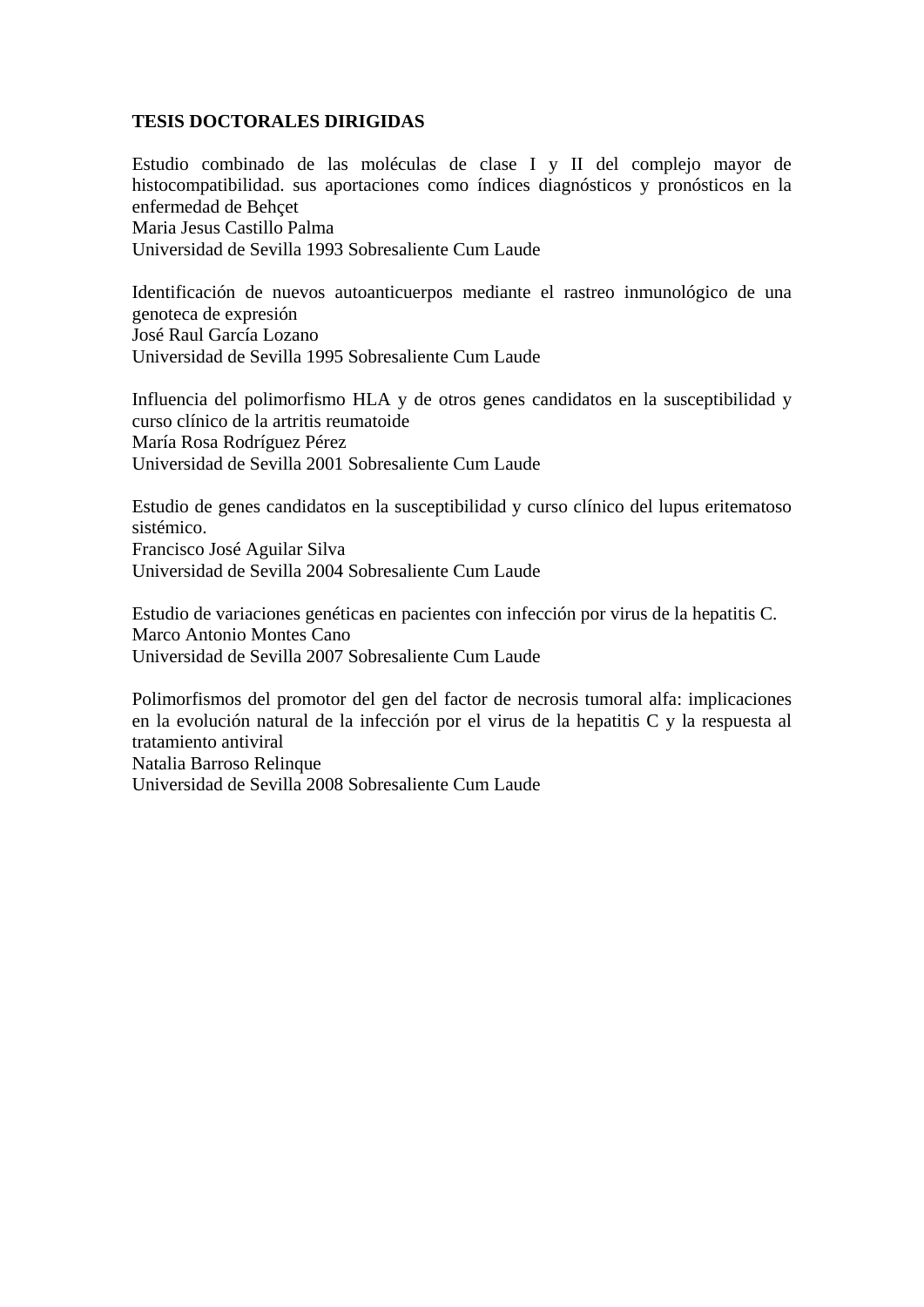**TESIS DOCTORALES DIRIGIDAS**

Estudio combinado de las moléculas de clase I y II del complejo mayor de histocompatibilidad. sus aportaciones como índices diagnósticos y pronósticos en la enfermedad de Behçet
Maria Jesus Castillo Palma
Universidad de Sevilla 1993 Sobresaliente Cum Laude

Identificación de nuevos autoanticuerpos mediante el rastreo inmunológico de una genoteca de expresión
José Raul García Lozano
Universidad de Sevilla 1995 Sobresaliente Cum Laude

Influencia del polimorfismo HLA y de otros genes candidatos en la susceptibilidad y curso clínico de la artritis reumatoide
María Rosa Rodríguez Pérez
Universidad de Sevilla 2001 Sobresaliente Cum Laude

Estudio de genes candidatos en la susceptibilidad y curso clínico del lupus eritematoso sistémico.
Francisco José Aguilar Silva
Universidad de Sevilla 2004 Sobresaliente Cum Laude

Estudio de variaciones genéticas en pacientes con infección por virus de la hepatitis C.
Marco Antonio Montes Cano
Universidad de Sevilla 2007 Sobresaliente Cum Laude

Polimorfismos del promotor del gen del factor de necrosis tumoral alfa: implicaciones en la evolución natural de la infección por el virus de la hepatitis C y la respuesta al tratamiento antiviral
Natalia Barroso Relinque
Universidad de Sevilla 2008 Sobresaliente Cum Laude